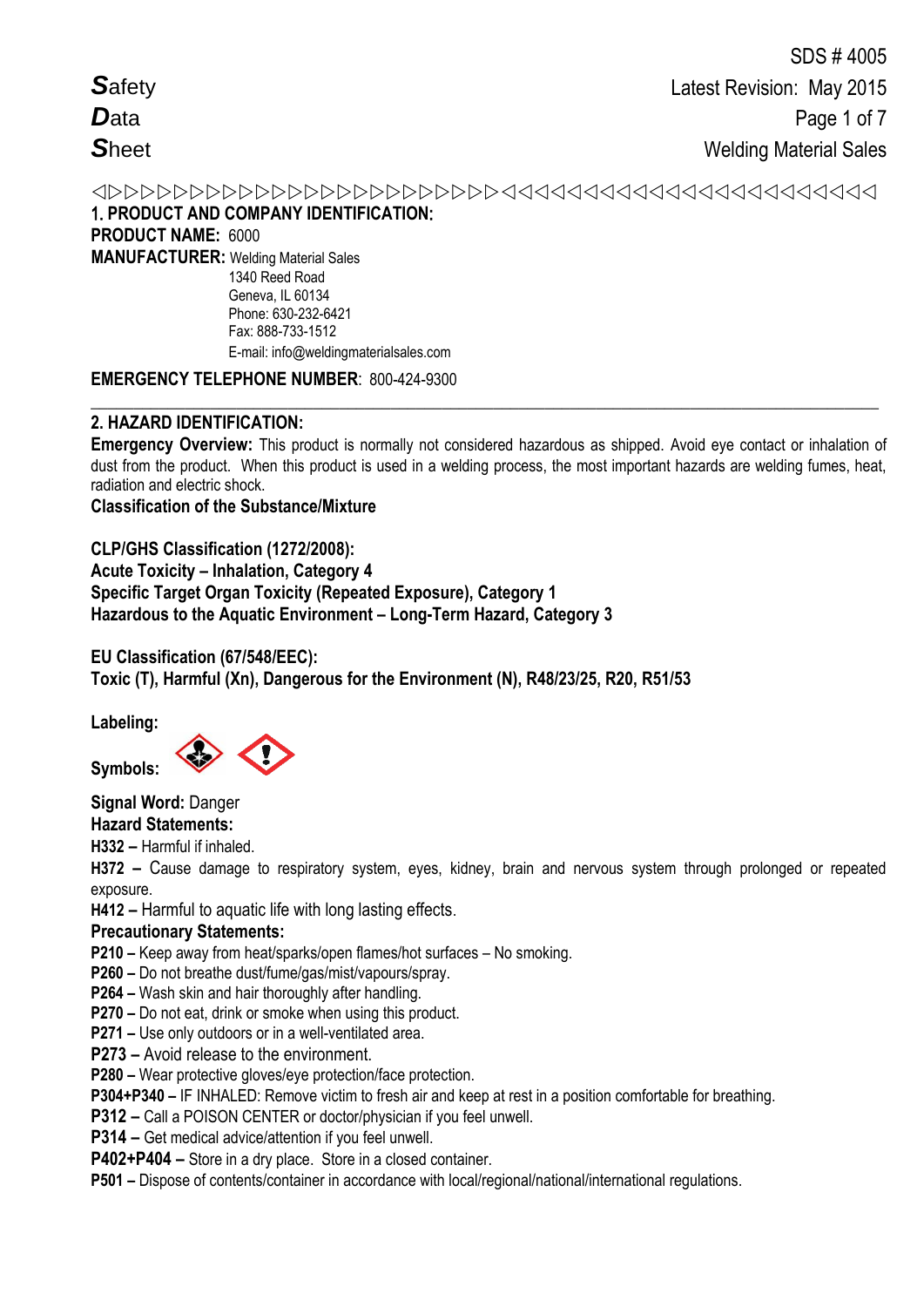**Safety Data Sheet**

SDS # 4005
Latest Revision: May 2015
Welding Material Sales

◁▷▷▷▷▷▷▷▷▷▷▷▷▷▷▷▷▷▷▷▷▷▷▷▷▷▷◁◁◁◁◁◁◁◁◁◁◁◁◁◁◁◁◁◁◁◁◁◁◁◁◁◁

## 1. PRODUCT AND COMPANY IDENTIFICATION:

**PRODUCT NAME:** 6000

**MANUFACTURER:** Welding Material Sales
1340 Reed Road
Geneva, IL 60134
Phone: 630-232-6421
Fax: 888-733-1512
E-mail: info@weldingmaterialsales.com

**EMERGENCY TELEPHONE NUMBER**: 800-424-9300

---

## 2. HAZARD IDENTIFICATION:

**Emergency Overview:** This product is normally not considered hazardous as shipped. Avoid eye contact or inhalation of dust from the product. When this product is used in a welding process, the most important hazards are welding fumes, heat, radiation and electric shock.

**Classification of the Substance/Mixture**

**CLP/GHS Classification (1272/2008):**
**Acute Toxicity – Inhalation, Category 4**
**Specific Target Organ Toxicity (Repeated Exposure), Category 1**
**Hazardous to the Aquatic Environment – Long-Term Hazard, Category 3**

**EU Classification (67/548/EEC):**
**Toxic (T), Harmful (Xn), Dangerous for the Environment (N), R48/23/25, R20, R51/53**

**Labeling:**

**Symbols:**

**Signal Word:** Danger

**Hazard Statements:**

**H332 –** Harmful if inhaled.

**H372 –** Cause damage to respiratory system, eyes, kidney, brain and nervous system through prolonged or repeated exposure.

**H412 –** Harmful to aquatic life with long lasting effects.

**Precautionary Statements:**

**P210 –** Keep away from heat/sparks/open flames/hot surfaces – No smoking.
**P260 –** Do not breathe dust/fume/gas/mist/vapours/spray.
**P264 –** Wash skin and hair thoroughly after handling.
**P270 –** Do not eat, drink or smoke when using this product.
**P271 –** Use only outdoors or in a well-ventilated area.
**P273 –** Avoid release to the environment.
**P280 –** Wear protective gloves/eye protection/face protection.
**P304+P340 –** IF INHALED: Remove victim to fresh air and keep at rest in a position comfortable for breathing.
**P312 –** Call a POISON CENTER or doctor/physician if you feel unwell.
**P314 –** Get medical advice/attention if you feel unwell.
**P402+P404 –** Store in a dry place. Store in a closed container.
**P501 –** Dispose of contents/container in accordance with local/regional/national/international regulations.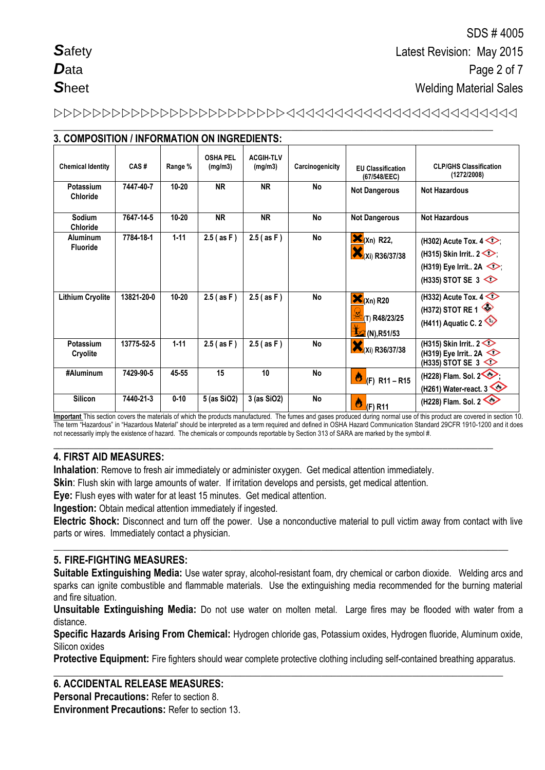## 3. COMPOSITION / INFORMATION ON INGREDIENTS:

| Chemical Identity | CAS # | Range % | OSHA PEL (mg/m3) | ACGIH-TLV (mg/m3) | Carcinogenicity | EU Classification (67/548/EEC) | CLP/GHS Classification (1272/2008) |
|---|---|---|---|---|---|---|---|
| Potassium Chloride | 7447-40-7 | 10-20 | NR | NR | No | Not Dangerous | Not Hazardous |
| Sodium Chloride | 7647-14-5 | 10-20 | NR | NR | No | Not Dangerous | Not Hazardous |
| Aluminum Fluoride | 7784-18-1 | 1-11 | 2.5 ( as F ) | 2.5 ( as F ) | No | (Xn) R22, (Xi) R36/37/38 | (H302) Acute Tox. 4; (H315) Skin Irrit.. 2; (H319) Eye Irrit.. 2A; (H335) STOT SE 3 |
| Lithium Cryolite | 13821-20-0 | 10-20 | 2.5 ( as F ) | 2.5 ( as F ) | No | (Xn) R20 (T) R48/23/25 (N),R51/53 | (H332) Acute Tox. 4 (H372) STOT RE 1 (H411) Aquatic C. 2 |
| Potassium Cryolite | 13775-52-5 | 1-11 | 2.5 ( as F ) | 2.5 ( as F ) | No | (Xi) R36/37/38 | (H315) Skin Irrit.. 2 (H319) Eye Irrit.. 2A (H335) STOT SE 3 |
| #Aluminum | 7429-90-5 | 45-55 | 15 | 10 | No | (F) R11 – R15 | (H228) Flam. Sol. 2; (H261) Water-react. 3 |
| Silicon | 7440-21-3 | 0-10 | 5 (as SiO2) | 3 (as SiO2) | No | (F) R11 | (H228) Flam. Sol. 2 |

**Important** This section covers the materials of which the products manufactured. The fumes and gases produced during normal use of this product are covered in section 10. The term "Hazardous" in "Hazardous Material" should be interpreted as a term required and defined in OSHA Hazard Communication Standard 29CFR 1910-1200 and it does not necessarily imply the existence of hazard. The chemicals or compounds reportable by Section 313 of SARA are marked by the symbol #.

## 4. FIRST AID MEASURES:

**Inhalation**: Remove to fresh air immediately or administer oxygen. Get medical attention immediately.
**Skin**: Flush skin with large amounts of water. If irritation develops and persists, get medical attention.
**Eye:** Flush eyes with water for at least 15 minutes. Get medical attention.
**Ingestion:** Obtain medical attention immediately if ingested.
**Electric Shock:** Disconnect and turn off the power. Use a nonconductive material to pull victim away from contact with live parts or wires. Immediately contact a physician.

## 5. FIRE-FIGHTING MEASURES:

**Suitable Extinguishing Media:** Use water spray, alcohol-resistant foam, dry chemical or carbon dioxide. Welding arcs and sparks can ignite combustible and flammable materials. Use the extinguishing media recommended for the burning material and fire situation.
**Unsuitable Extinguishing Media:** Do not use water on molten metal. Large fires may be flooded with water from a distance.
**Specific Hazards Arising From Chemical:** Hydrogen chloride gas, Potassium oxides, Hydrogen fluoride, Aluminum oxide, Silicon oxides
**Protective Equipment:** Fire fighters should wear complete protective clothing including self-contained breathing apparatus.

## 6. ACCIDENTAL RELEASE MEASURES:

**Personal Precautions:** Refer to section 8.
**Environment Precautions:** Refer to section 13.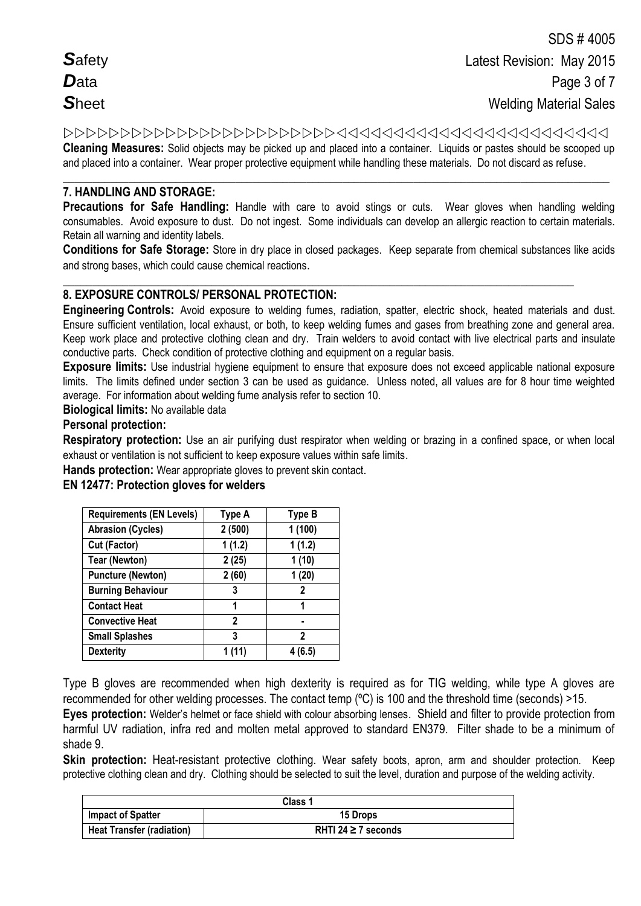**Cleaning Measures:** Solid objects may be picked up and placed into a container. Liquids or pastes should be scooped up and placed into a container. Wear proper protective equipment while handling these materials. Do not discard as refuse.

## 7. HANDLING AND STORAGE:

**Precautions for Safe Handling:** Handle with care to avoid stings or cuts. Wear gloves when handling welding consumables. Avoid exposure to dust. Do not ingest. Some individuals can develop an allergic reaction to certain materials. Retain all warning and identity labels.

**Conditions for Safe Storage:** Store in dry place in closed packages. Keep separate from chemical substances like acids and strong bases, which could cause chemical reactions.

## 8. EXPOSURE CONTROLS/ PERSONAL PROTECTION:

**Engineering Controls:** Avoid exposure to welding fumes, radiation, spatter, electric shock, heated materials and dust. Ensure sufficient ventilation, local exhaust, or both, to keep welding fumes and gases from breathing zone and general area. Keep work place and protective clothing clean and dry. Train welders to avoid contact with live electrical parts and insulate conductive parts. Check condition of protective clothing and equipment on a regular basis.

**Exposure limits:** Use industrial hygiene equipment to ensure that exposure does not exceed applicable national exposure limits. The limits defined under section 3 can be used as guidance. Unless noted, all values are for 8 hour time weighted average. For information about welding fume analysis refer to section 10.

**Biological limits:** No available data

**Personal protection:**

**Respiratory protection:** Use an air purifying dust respirator when welding or brazing in a confined space, or when local exhaust or ventilation is not sufficient to keep exposure values within safe limits.

**Hands protection:** Wear appropriate gloves to prevent skin contact.

**EN 12477: Protection gloves for welders**

| Requirements (EN Levels) | Type A | Type B |
|---|---|---|
| Abrasion (Cycles) | 2 (500) | 1 (100) |
| Cut (Factor) | 1 (1.2) | 1 (1.2) |
| Tear (Newton) | 2 (25) | 1 (10) |
| Puncture (Newton) | 2 (60) | 1 (20) |
| Burning Behaviour | 3 | 2 |
| Contact Heat | 1 | 1 |
| Convective Heat | 2 | - |
| Small Splashes | 3 | 2 |
| Dexterity | 1 (11) | 4 (6.5) |

Type B gloves are recommended when high dexterity is required as for TIG welding, while type A gloves are recommended for other welding processes. The contact temp (ºC) is 100 and the threshold time (seconds) >15.

**Eyes protection:** Welder's helmet or face shield with colour absorbing lenses. Shield and filter to provide protection from harmful UV radiation, infra red and molten metal approved to standard EN379. Filter shade to be a minimum of shade 9.

**Skin protection:** Heat-resistant protective clothing. Wear safety boots, apron, arm and shoulder protection. Keep protective clothing clean and dry. Clothing should be selected to suit the level, duration and purpose of the welding activity.

| Class 1 | |
|---|---|
| Impact of Spatter | 15 Drops |
| Heat Transfer (radiation) | RHTI 24 ≥ 7 seconds |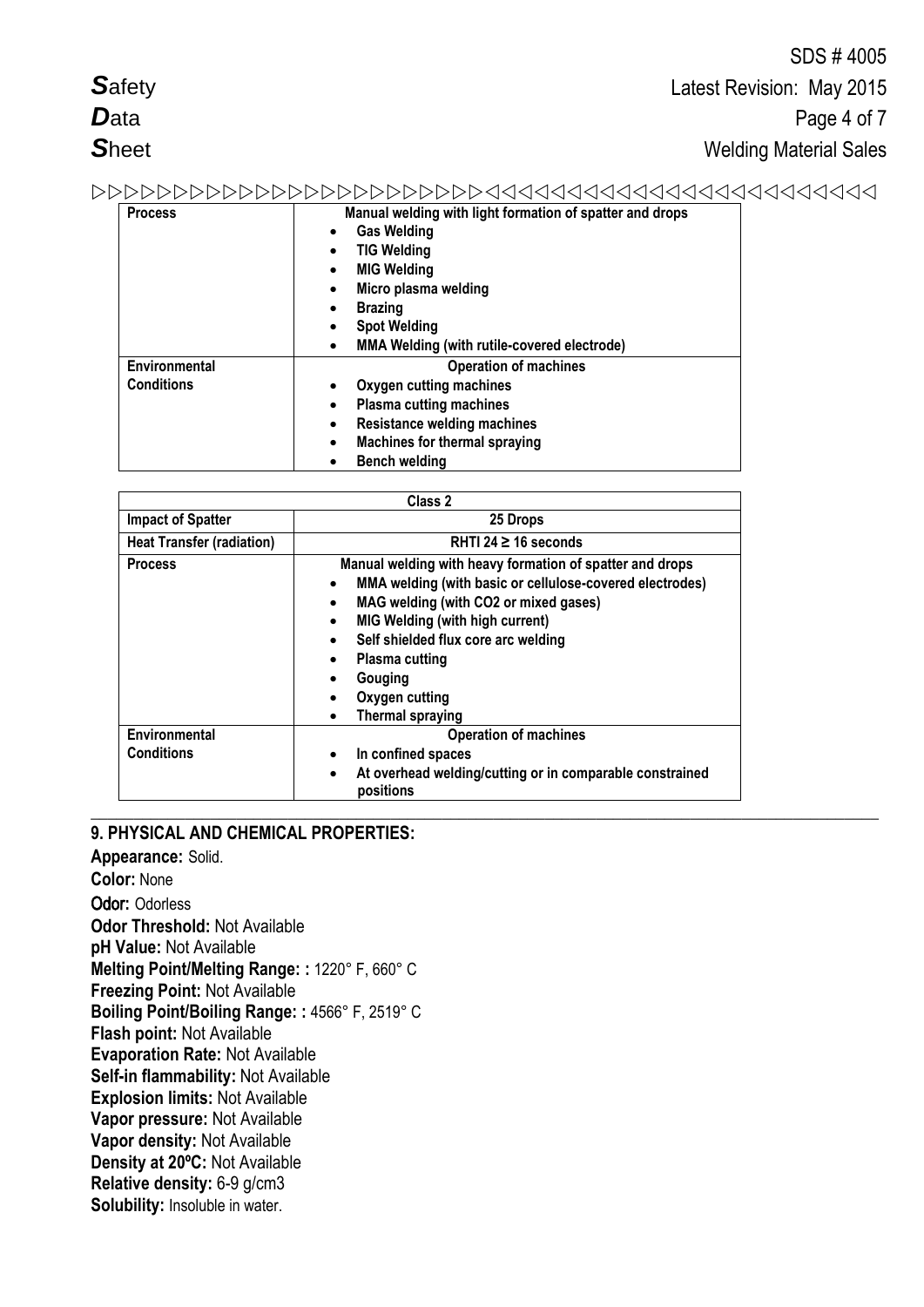| | |
|---|---|
| **Process** | **Manual welding with light formation of spatter and drops** <br>• **Gas Welding**<br>• **TIG Welding**<br>• **MIG Welding**<br>• **Micro plasma welding**<br>• **Brazing**<br>• **Spot Welding**<br>• **MMA Welding (with rutile-covered electrode)** |
| **Environmental Conditions** | **Operation of machines**<br>• **Oxygen cutting machines**<br>• **Plasma cutting machines**<br>• **Resistance welding machines**<br>• **Machines for thermal spraying**<br>• **Bench welding** |

| **Class 2** | |
|---|---|
| **Impact of Spatter** | **25 Drops** |
| **Heat Transfer (radiation)** | **RHTI 24 ≥ 16 seconds** |
| **Process** | **Manual welding with heavy formation of spatter and drops**<br>• **MMA welding (with basic or cellulose-covered electrodes)**<br>• **MAG welding (with CO2 or mixed gases)**<br>• **MIG Welding (with high current)**<br>• **Self shielded flux core arc welding**<br>• **Plasma cutting**<br>• **Gouging**<br>• **Oxygen cutting**<br>• **Thermal spraying** |
| **Environmental Conditions** | **Operation of machines**<br>• **In confined spaces**<br>• **At overhead welding/cutting or in comparable constrained positions** |

## 9. PHYSICAL AND CHEMICAL PROPERTIES:

**Appearance:** Solid.
**Color:** None
**Odor:** Odorless
**Odor Threshold:** Not Available
**pH Value:** Not Available
**Melting Point/Melting Range: :** 1220° F, 660° C
**Freezing Point:** Not Available
**Boiling Point/Boiling Range: :** 4566° F, 2519° C
**Flash point:** Not Available
**Evaporation Rate:** Not Available
**Self-in flammability:** Not Available
**Explosion limits:** Not Available
**Vapor pressure:** Not Available
**Vapor density:** Not Available
**Density at 20ºC:** Not Available
**Relative density:** 6-9 g/cm3
**Solubility:** Insoluble in water.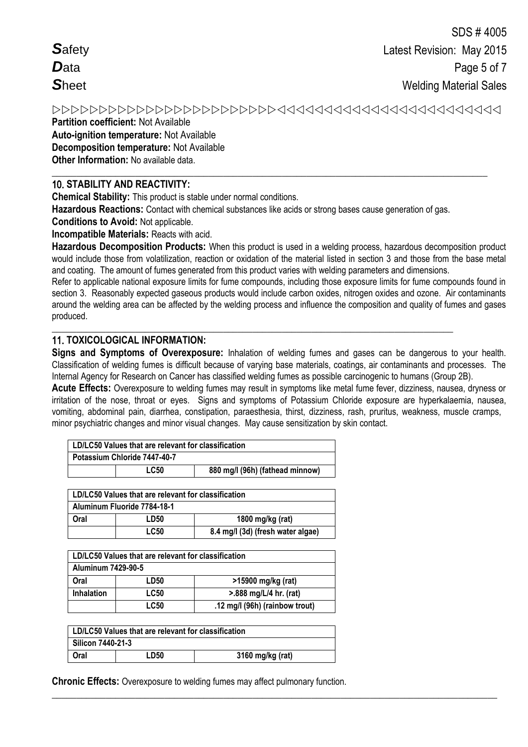▷▷▷▷▷▷▷▷▷▷▷▷▷▷▷▷▷▷▷▷▷▷▷▷◁◁◁◁◁◁◁◁◁◁◁◁◁◁◁◁◁◁◁◁◁◁◁◁◁

**Partition coefficient:** Not Available
**Auto-ignition temperature:** Not Available
**Decomposition temperature:** Not Available
**Other Information:** No available data.

## 10. STABILITY AND REACTIVITY:

**Chemical Stability:** This product is stable under normal conditions.

**Hazardous Reactions:** Contact with chemical substances like acids or strong bases cause generation of gas.

**Conditions to Avoid:** Not applicable.

**Incompatible Materials:** Reacts with acid.

**Hazardous Decomposition Products:** When this product is used in a welding process, hazardous decomposition product would include those from volatilization, reaction or oxidation of the material listed in section 3 and those from the base metal and coating. The amount of fumes generated from this product varies with welding parameters and dimensions.

Refer to applicable national exposure limits for fume compounds, including those exposure limits for fume compounds found in section 3. Reasonably expected gaseous products would include carbon oxides, nitrogen oxides and ozone. Air contaminants around the welding area can be affected by the welding process and influence the composition and quality of fumes and gases produced.

## 11. TOXICOLOGICAL INFORMATION:

**Signs and Symptoms of Overexposure:** Inhalation of welding fumes and gases can be dangerous to your health. Classification of welding fumes is difficult because of varying base materials, coatings, air contaminants and processes. The Internal Agency for Research on Cancer has classified welding fumes as possible carcinogenic to humans (Group 2B).

**Acute Effects:** Overexposure to welding fumes may result in symptoms like metal fume fever, dizziness, nausea, dryness or irritation of the nose, throat or eyes. Signs and symptoms of Potassium Chloride exposure are hyperkalaemia, nausea, vomiting, abdominal pain, diarrhea, constipation, paraesthesia, thirst, dizziness, rash, pruritus, weakness, muscle cramps, minor psychiatric changes and minor visual changes. May cause sensitization by skin contact.

| LD/LC50 Values that are relevant for classification | | |
|---|---|---|
| Potassium Chloride 7447-40-7 | | |
| | LC50 | 880 mg/l (96h) (fathead minnow) |

| LD/LC50 Values that are relevant for classification | | |
|---|---|---|
| Aluminum Fluoride 7784-18-1 | | |
| Oral | LD50 | 1800 mg/kg (rat) |
| | LC50 | 8.4 mg/l (3d) (fresh water algae) |

| LD/LC50 Values that are relevant for classification | | |
|---|---|---|
| Aluminum 7429-90-5 | | |
| Oral | LD50 | >15900 mg/kg (rat) |
| Inhalation | LC50 | >.888 mg/L/4 hr. (rat) |
| | LC50 | .12 mg/l (96h) (rainbow trout) |

| LD/LC50 Values that are relevant for classification | | |
|---|---|---|
| Silicon 7440-21-3 | | |
| Oral | LD50 | 3160 mg/kg (rat) |

**Chronic Effects:** Overexposure to welding fumes may affect pulmonary function.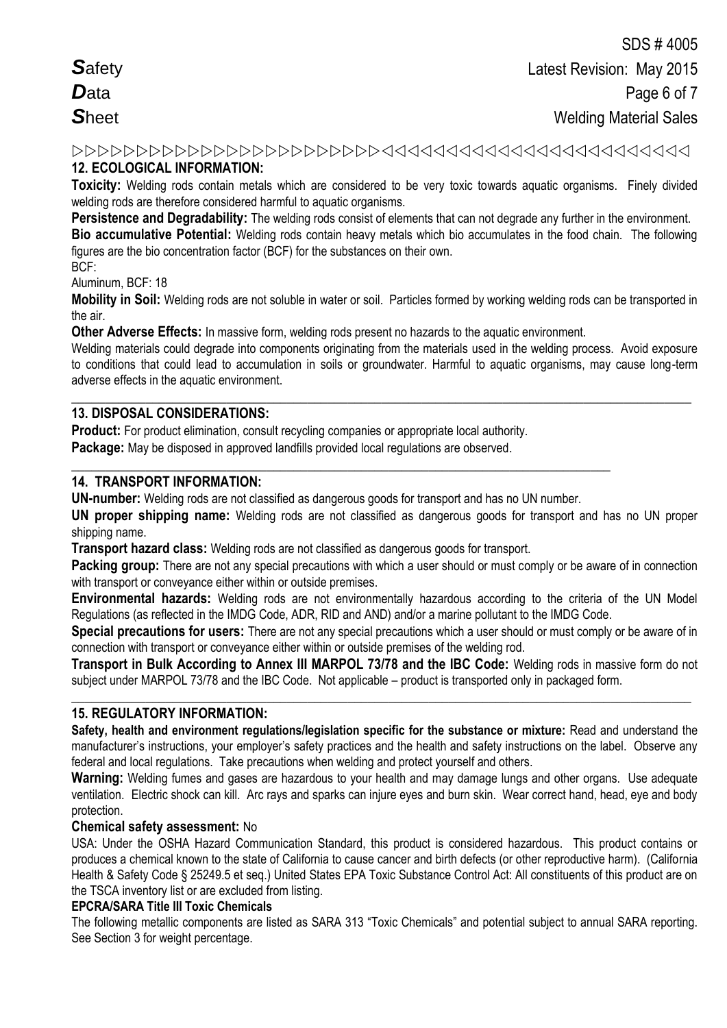## 12. ECOLOGICAL INFORMATION:

**Toxicity:** Welding rods contain metals which are considered to be very toxic towards aquatic organisms. Finely divided welding rods are therefore considered harmful to aquatic organisms.

**Persistence and Degradability:** The welding rods consist of elements that can not degrade any further in the environment.

**Bio accumulative Potential:** Welding rods contain heavy metals which bio accumulates in the food chain. The following figures are the bio concentration factor (BCF) for the substances on their own.

BCF:

Aluminum, BCF: 18

**Mobility in Soil:** Welding rods are not soluble in water or soil. Particles formed by working welding rods can be transported in the air.

**Other Adverse Effects:** In massive form, welding rods present no hazards to the aquatic environment.

Welding materials could degrade into components originating from the materials used in the welding process. Avoid exposure to conditions that could lead to accumulation in soils or groundwater. Harmful to aquatic organisms, may cause long-term adverse effects in the aquatic environment.

## 13. DISPOSAL CONSIDERATIONS:

**Product:** For product elimination, consult recycling companies or appropriate local authority.

**Package:** May be disposed in approved landfills provided local regulations are observed.

## 14. TRANSPORT INFORMATION:

**UN-number:** Welding rods are not classified as dangerous goods for transport and has no UN number.

**UN proper shipping name:** Welding rods are not classified as dangerous goods for transport and has no UN proper shipping name.

**Transport hazard class:** Welding rods are not classified as dangerous goods for transport.

**Packing group:** There are not any special precautions with which a user should or must comply or be aware of in connection with transport or conveyance either within or outside premises.

**Environmental hazards:** Welding rods are not environmentally hazardous according to the criteria of the UN Model Regulations (as reflected in the IMDG Code, ADR, RID and AND) and/or a marine pollutant to the IMDG Code.

**Special precautions for users:** There are not any special precautions which a user should or must comply or be aware of in connection with transport or conveyance either within or outside premises of the welding rod.

**Transport in Bulk According to Annex III MARPOL 73/78 and the IBC Code:** Welding rods in massive form do not subject under MARPOL 73/78 and the IBC Code. Not applicable – product is transported only in packaged form.

## 15. REGULATORY INFORMATION:

**Safety, health and environment regulations/legislation specific for the substance or mixture:** Read and understand the manufacturer's instructions, your employer's safety practices and the health and safety instructions on the label. Observe any federal and local regulations. Take precautions when welding and protect yourself and others.

**Warning:** Welding fumes and gases are hazardous to your health and may damage lungs and other organs. Use adequate ventilation. Electric shock can kill. Arc rays and sparks can injure eyes and burn skin. Wear correct hand, head, eye and body protection.

**Chemical safety assessment:** No

USA: Under the OSHA Hazard Communication Standard, this product is considered hazardous. This product contains or produces a chemical known to the state of California to cause cancer and birth defects (or other reproductive harm). (California Health & Safety Code § 25249.5 et seq.) United States EPA Toxic Substance Control Act: All constituents of this product are on the TSCA inventory list or are excluded from listing.

**EPCRA/SARA Title III Toxic Chemicals**

The following metallic components are listed as SARA 313 "Toxic Chemicals" and potential subject to annual SARA reporting. See Section 3 for weight percentage.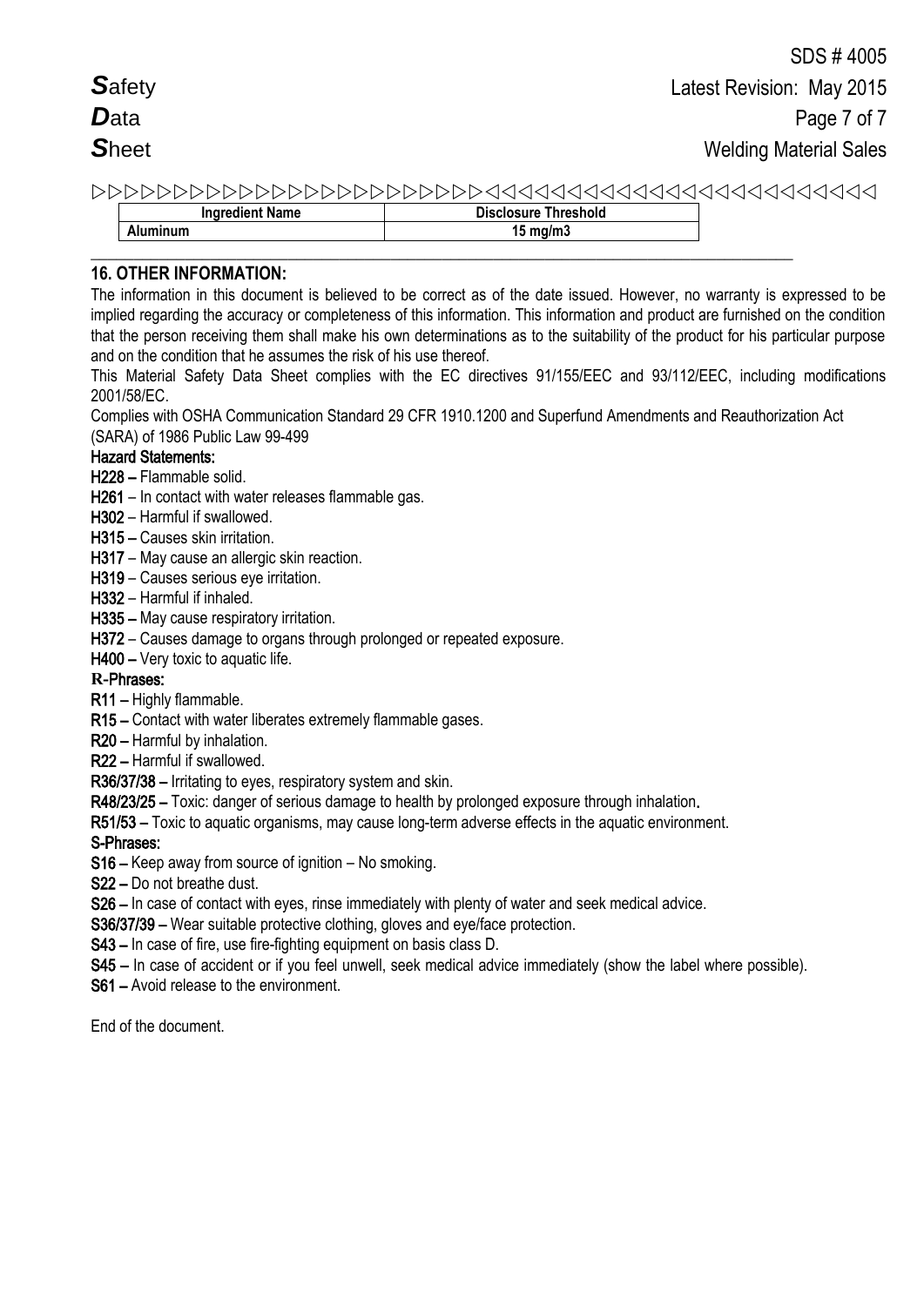| Ingredient Name | Disclosure Threshold |
| --- | --- |
| Aluminum | 15 mg/m3 |

## 16. OTHER INFORMATION:

The information in this document is believed to be correct as of the date issued. However, no warranty is expressed to be implied regarding the accuracy or completeness of this information. This information and product are furnished on the condition that the person receiving them shall make his own determinations as to the suitability of the product for his particular purpose and on the condition that he assumes the risk of his use thereof.

This Material Safety Data Sheet complies with the EC directives 91/155/EEC and 93/112/EEC, including modifications 2001/58/EC.

Complies with OSHA Communication Standard 29 CFR 1910.1200 and Superfund Amendments and Reauthorization Act (SARA) of 1986 Public Law 99-499

**Hazard Statements:**

**H228 –** Flammable solid.
**H261** – In contact with water releases flammable gas.
**H302** – Harmful if swallowed.
**H315 –** Causes skin irritation.
**H317** – May cause an allergic skin reaction.
**H319** – Causes serious eye irritation.
**H332** – Harmful if inhaled.
**H335 –** May cause respiratory irritation.
**H372** – Causes damage to organs through prolonged or repeated exposure.
**H400 –** Very toxic to aquatic life.

**R-Phrases:**

**R11 –** Highly flammable.
**R15 –** Contact with water liberates extremely flammable gases.
**R20 –** Harmful by inhalation.
**R22 –** Harmful if swallowed.
**R36/37/38 –** Irritating to eyes, respiratory system and skin.
**R48/23/25 –** Toxic: danger of serious damage to health by prolonged exposure through inhalation.
**R51/53 –** Toxic to aquatic organisms, may cause long-term adverse effects in the aquatic environment.

**S-Phrases:**

**S16 –** Keep away from source of ignition – No smoking.
**S22 –** Do not breathe dust.
**S26 –** In case of contact with eyes, rinse immediately with plenty of water and seek medical advice.
**S36/37/39 –** Wear suitable protective clothing, gloves and eye/face protection.
**S43 –** In case of fire, use fire-fighting equipment on basis class D.
**S45 –** In case of accident or if you feel unwell, seek medical advice immediately (show the label where possible).
**S61 –** Avoid release to the environment.

End of the document.